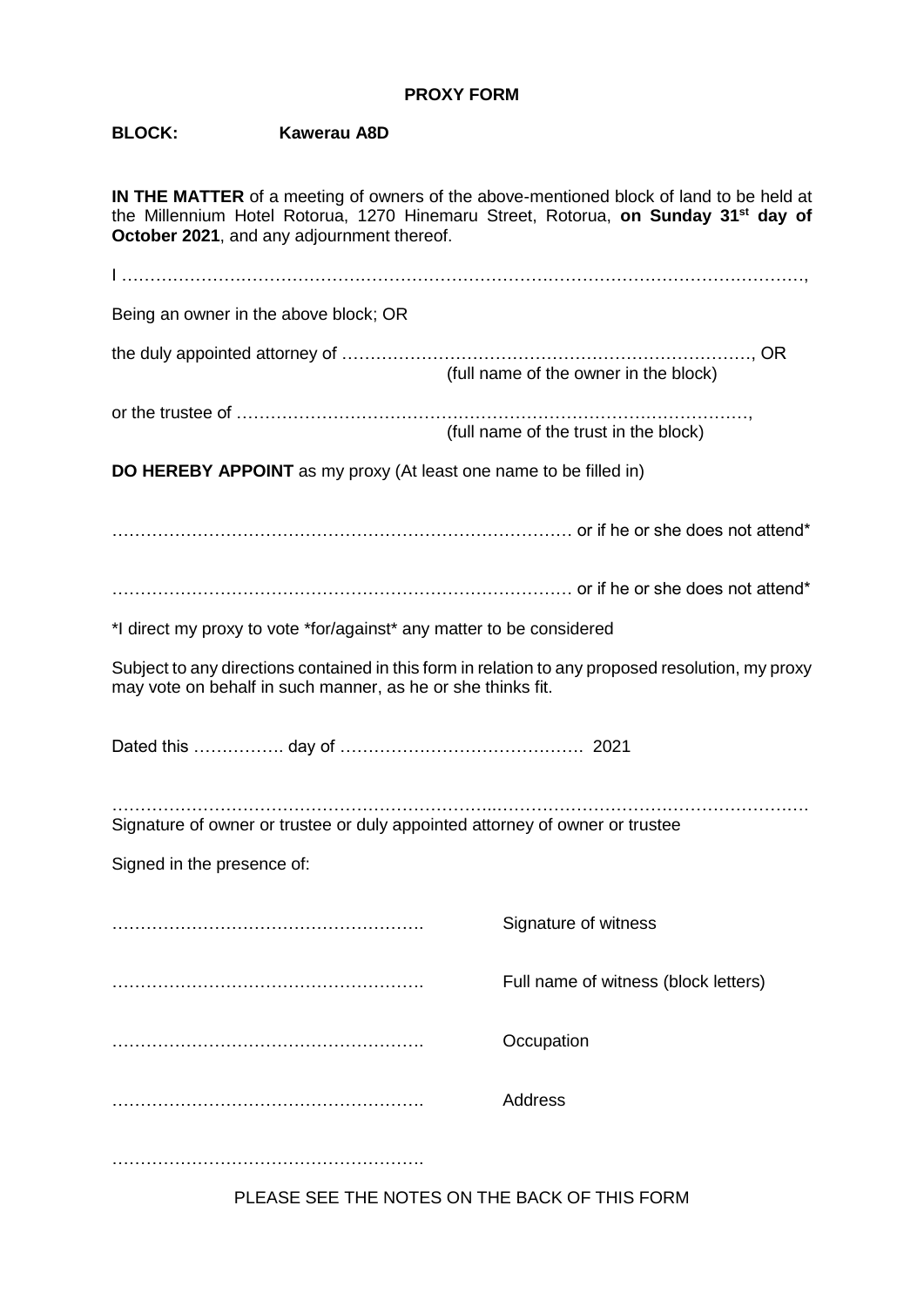**PROXY FORM**

**BLOCK:** **Kawerau A8D**

**IN THE MATTER** of a meeting of owners of the above-mentioned block of land to be held at the Millennium Hotel Rotorua, 1270 Hinemaru Street, Rotorua, **on Sunday 31st day of October 2021**, and any adjournment thereof.

I ……………………………………………………………………………………………………………,

Being an owner in the above block; OR

the duly appointed attorney of ……………………………………………………………, OR
(full name of the owner in the block)

or the trustee of ………………………………………………………………………………,
(full name of the trust in the block)

**DO HEREBY APPOINT** as my proxy (At least one name to be filled in)

……………………………………………………………………… or if he or she does not attend*

……………………………………………………………………… or if he or she does not attend*

*I direct my proxy to vote *for/against* any matter to be considered

Subject to any directions contained in this form in relation to any proposed resolution, my proxy may vote on behalf in such manner, as he or she thinks fit.

Dated this ……………. day of ……………………………………. 2021

…………………………………………………………………………………………………………….
Signature of owner or trustee or duly appointed attorney of owner or trustee

Signed in the presence of:

………………………………………………. Signature of witness

………………………………………………. Full name of witness (block letters)

………………………………………………. Occupation

………………………………………………. Address

……………………………………………….

PLEASE SEE THE NOTES ON THE BACK OF THIS FORM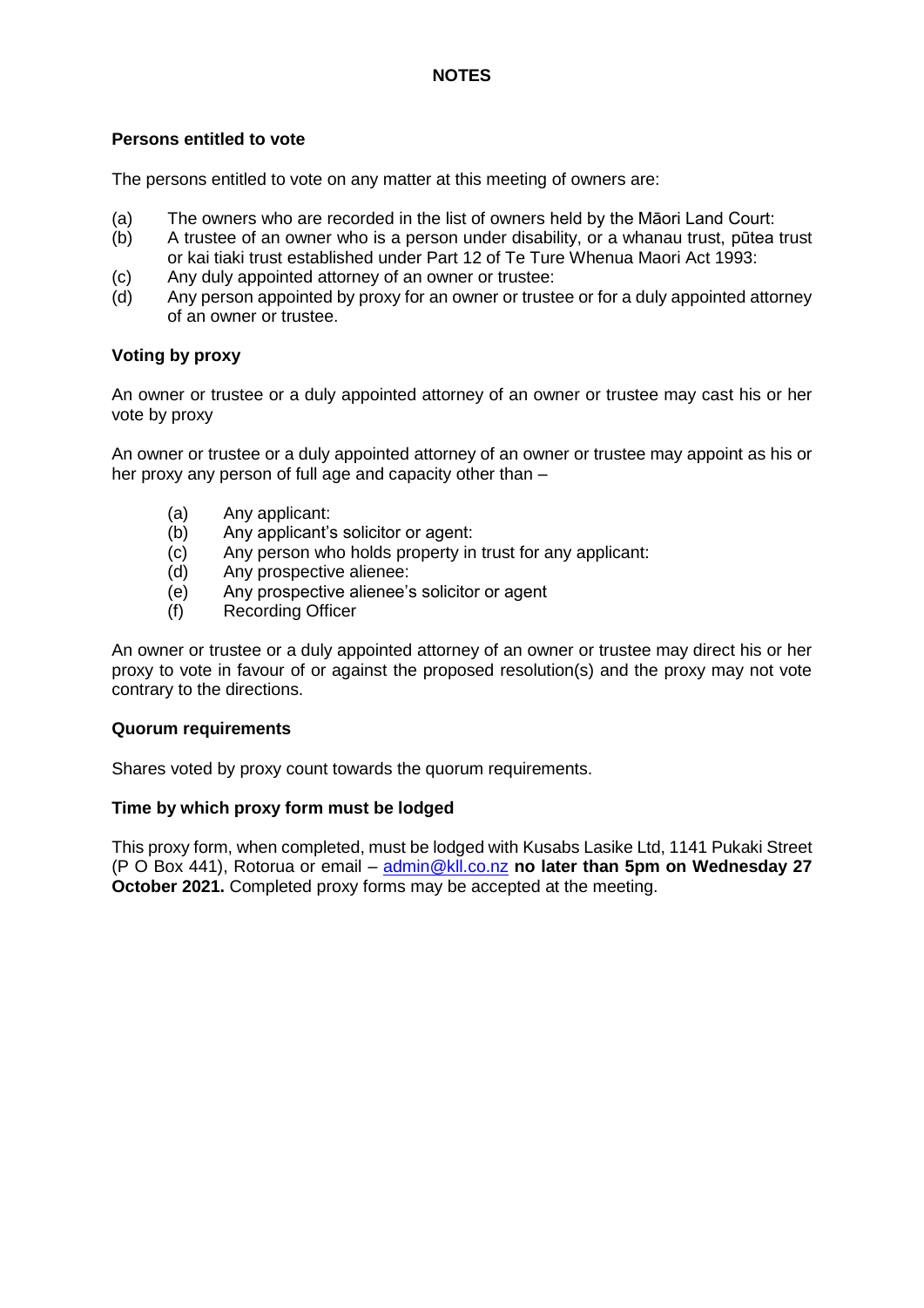## NOTES

### Persons entitled to vote

The persons entitled to vote on any matter at this meeting of owners are:

(a) The owners who are recorded in the list of owners held by the Māori Land Court:
(b) A trustee of an owner who is a person under disability, or a whanau trust, pūtea trust or kai tiaki trust established under Part 12 of Te Ture Whenua Maori Act 1993:
(c) Any duly appointed attorney of an owner or trustee:
(d) Any person appointed by proxy for an owner or trustee or for a duly appointed attorney of an owner or trustee.

### Voting by proxy

An owner or trustee or a duly appointed attorney of an owner or trustee may cast his or her vote by proxy

An owner or trustee or a duly appointed attorney of an owner or trustee may appoint as his or her proxy any person of full age and capacity other than –

(a) Any applicant:
(b) Any applicant's solicitor or agent:
(c) Any person who holds property in trust for any applicant:
(d) Any prospective alienee:
(e) Any prospective alienee's solicitor or agent
(f) Recording Officer

An owner or trustee or a duly appointed attorney of an owner or trustee may direct his or her proxy to vote in favour of or against the proposed resolution(s) and the proxy may not vote contrary to the directions.

### Quorum requirements

Shares voted by proxy count towards the quorum requirements.

### Time by which proxy form must be lodged

This proxy form, when completed, must be lodged with Kusabs Lasike Ltd, 1141 Pukaki Street (P O Box 441), Rotorua or email – admin@kll.co.nz **no later than 5pm on Wednesday 27 October 2021.** Completed proxy forms may be accepted at the meeting.